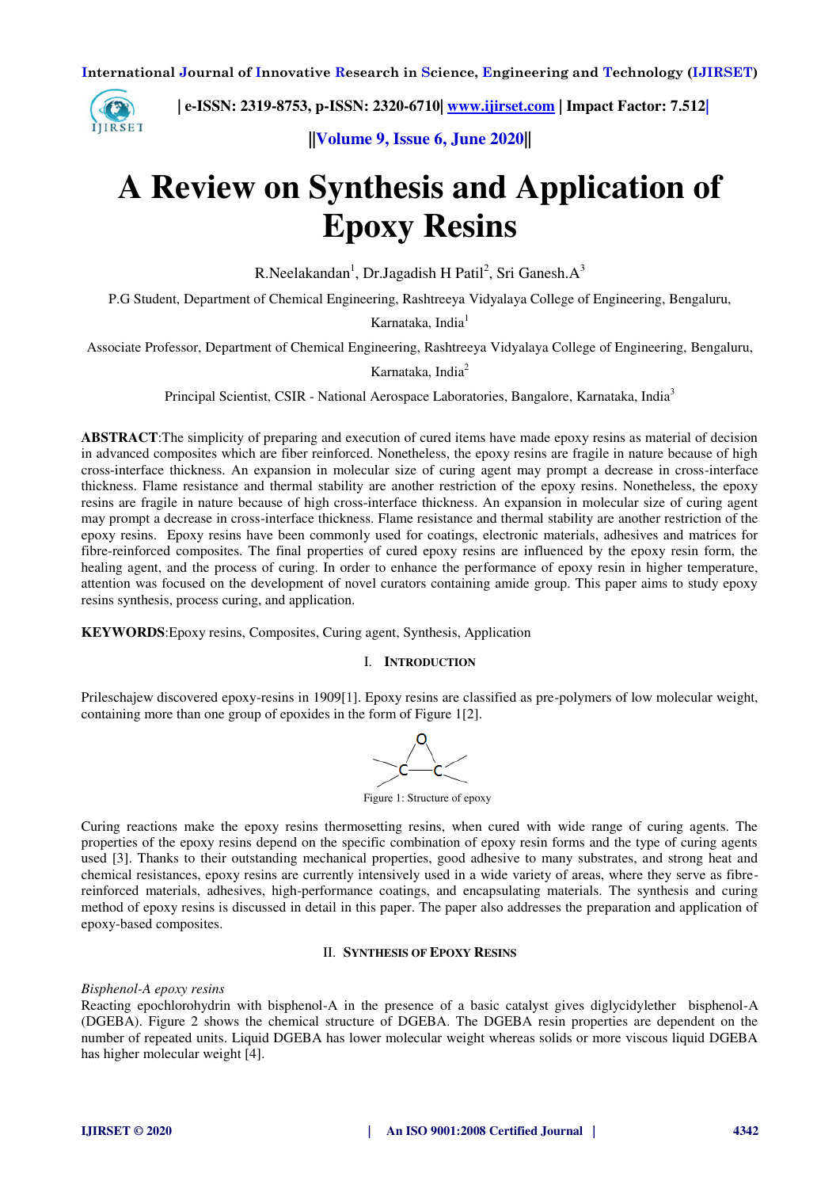# A Review on Synthesis and Application of Epoxy Resins

R.Neelakandan[1], Dr.Jagadish H Patil[2], Sri Ganesh.A[3]

P.G Student, Department of Chemical Engineering, Rashtreeya Vidyalaya College of Engineering, Bengaluru, Karnataka, India[1]

Associate Professor, Department of Chemical Engineering, Rashtreeya Vidyalaya College of Engineering, Bengaluru, Karnataka, India[2]

Principal Scientist, CSIR - National Aerospace Laboratories, Bangalore, Karnataka, India[3]

**ABSTRACT**:The simplicity of preparing and execution of cured items have made epoxy resins as material of decision in advanced composites which are fiber reinforced. Nonetheless, the epoxy resins are fragile in nature because of high cross-interface thickness. An expansion in molecular size of curing agent may prompt a decrease in cross-interface thickness. Flame resistance and thermal stability are another restriction of the epoxy resins. Nonetheless, the epoxy resins are fragile in nature because of high cross-interface thickness. An expansion in molecular size of curing agent may prompt a decrease in cross-interface thickness. Flame resistance and thermal stability are another restriction of the epoxy resins. Epoxy resins have been commonly used for coatings, electronic materials, adhesives and matrices for fibre-reinforced composites. The final properties of cured epoxy resins are influenced by the epoxy resin form, the healing agent, and the process of curing. In order to enhance the performance of epoxy resin in higher temperature, attention was focused on the development of novel curators containing amide group. This paper aims to study epoxy resins synthesis, process curing, and application.

**KEYWORDS**:Epoxy resins, Composites, Curing agent, Synthesis, Application

## I. Introduction

Prileschajew discovered epoxy-resins in 1909[1]. Epoxy resins are classified as pre-polymers of low molecular weight, containing more than one group of epoxides in the form of Figure 1[2].

Figure 1: Structure of epoxy

Curing reactions make the epoxy resins thermosetting resins, when cured with wide range of curing agents. The properties of the epoxy resins depend on the specific combination of epoxy resin forms and the type of curing agents used [3]. Thanks to their outstanding mechanical properties, good adhesive to many substrates, and strong heat and chemical resistances, epoxy resins are currently intensively used in a wide variety of areas, where they serve as fibre-reinforced materials, adhesives, high-performance coatings, and encapsulating materials. The synthesis and curing method of epoxy resins is discussed in detail in this paper. The paper also addresses the preparation and application of epoxy-based composites.

## II. Synthesis of Epoxy Resins

*Bisphenol-A epoxy resins*

Reacting epochlorohydrin with bisphenol-A in the presence of a basic catalyst gives diglycidylether bisphenol-A (DGEBA). Figure 2 shows the chemical structure of DGEBA. The DGEBA resin properties are dependent on the number of repeated units. Liquid DGEBA has lower molecular weight whereas solids or more viscous liquid DGEBA has higher molecular weight [4].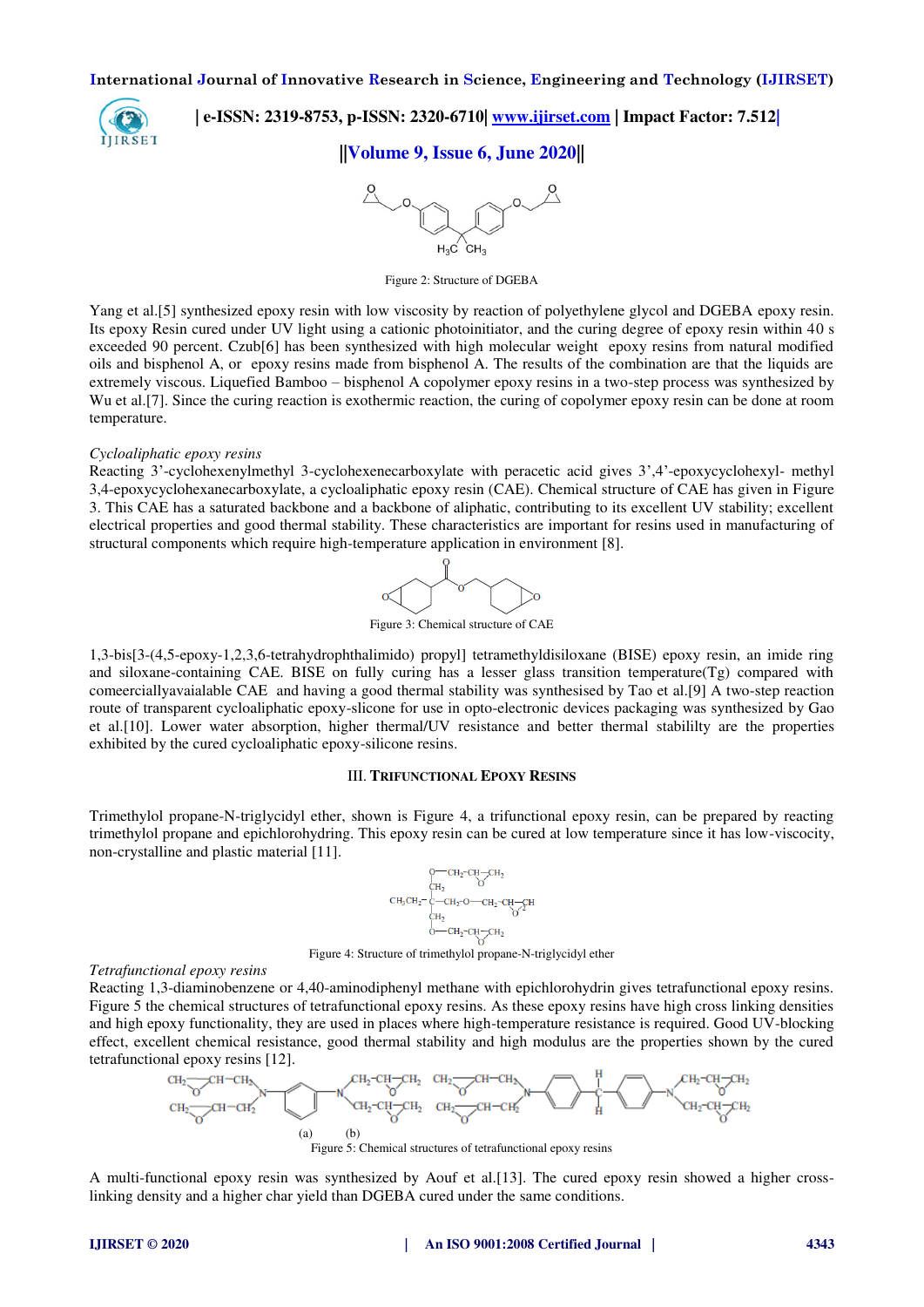Figure 2: Structure of DGEBA

Yang et al.[5] synthesized epoxy resin with low viscosity by reaction of polyethylene glycol and DGEBA epoxy resin. Its epoxy Resin cured under UV light using a cationic photoinitiator, and the curing degree of epoxy resin within 40 s exceeded 90 percent. Czub[6] has been synthesized with high molecular weight epoxy resins from natural modified oils and bisphenol A, or epoxy resins made from bisphenol A. The results of the combination are that the liquids are extremely viscous. Liquefied Bamboo – bisphenol A copolymer epoxy resins in a two-step process was synthesized by Wu et al.[7]. Since the curing reaction is exothermic reaction, the curing of copolymer epoxy resin can be done at room temperature.

*Cycloaliphatic epoxy resins*

Reacting 3'-cyclohexenylmethyl 3-cyclohexenecarboxylate with peracetic acid gives 3',4'-epoxycyclohexyl- methyl 3,4-epoxycyclohexanecarboxylate, a cycloaliphatic epoxy resin (CAE). Chemical structure of CAE has given in Figure 3. This CAE has a saturated backbone and a backbone of aliphatic, contributing to its excellent UV stability; excellent electrical properties and good thermal stability. These characteristics are important for resins used in manufacturing of structural components which require high-temperature application in environment [8].

Figure 3: Chemical structure of CAE

1,3-bis[3-(4,5-epoxy-1,2,3,6-tetrahydrophthalimido) propyl] tetramethyldisiloxane (BISE) epoxy resin, an imide ring and siloxane-containing CAE. BISE on fully curing has a lesser glass transition temperature(Tg) compared with comeerciallyavaialable CAE and having a good thermal stability was synthesised by Tao et al.[9] A two-step reaction route of transparent cycloaliphatic epoxy-slicone for use in opto-electronic devices packaging was synthesized by Gao et al.[10]. Lower water absorption, higher thermal/UV resistance and better thermal stabililty are the properties exhibited by the cured cycloaliphatic epoxy-silicone resins.

## III. TRIFUNCTIONAL EPOXY RESINS

Trimethylol propane-N-triglycidyl ether, shown is Figure 4, a trifunctional epoxy resin, can be prepared by reacting trimethylol propane and epichlorohydring. This epoxy resin can be cured at low temperature since it has low-viscocity, non-crystalline and plastic material [11].

Figure 4: Structure of trimethylol propane-N-triglycidyl ether

*Tetrafunctional epoxy resins*

Reacting 1,3-diaminobenzene or 4,40-aminodiphenyl methane with epichlorohydrin gives tetrafunctional epoxy resins. Figure 5 the chemical structures of tetrafunctional epoxy resins. As these epoxy resins have high cross linking densities and high epoxy functionality, they are used in places where high-temperature resistance is required. Good UV-blocking effect, excellent chemical resistance, good thermal stability and high modulus are the properties shown by the cured tetrafunctional epoxy resins [12].

(a) (b)

Figure 5: Chemical structures of tetrafunctional epoxy resins

A multi-functional epoxy resin was synthesized by Aouf et al.[13]. The cured epoxy resin showed a higher cross-linking density and a higher char yield than DGEBA cured under the same conditions.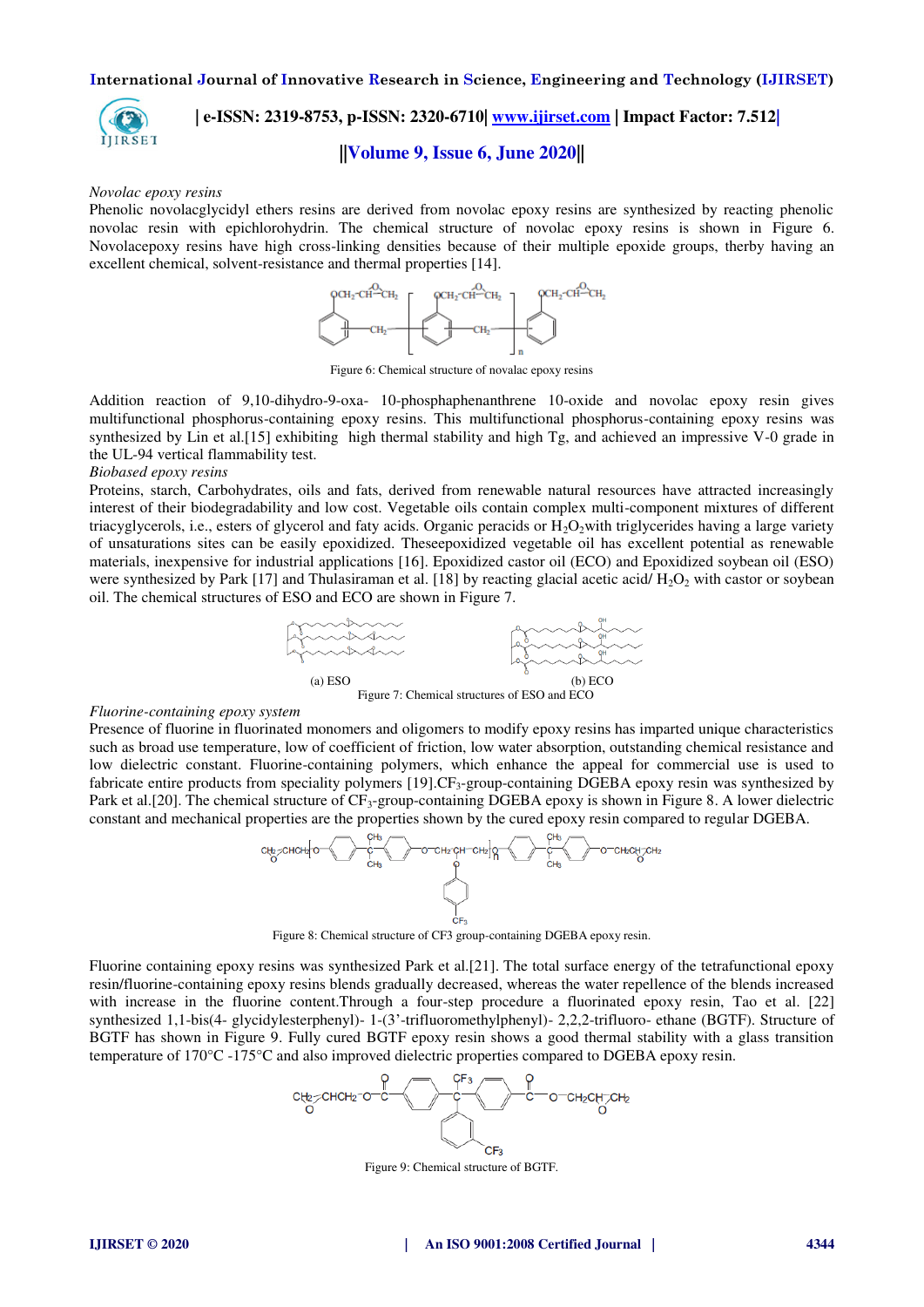*Novolac epoxy resins*

Phenolic novolacglycidyl ethers resins are derived from novolac epoxy resins are synthesized by reacting phenolic novolac resin with epichlorohydrin. The chemical structure of novolac epoxy resins is shown in Figure 6. Novolacepoxy resins have high cross-linking densities because of their multiple epoxide groups, therby having an excellent chemical, solvent-resistance and thermal properties [14].

Figure 6: Chemical structure of novalac epoxy resins

Addition reaction of 9,10-dihydro-9-oxa- 10-phosphaphenanthrene 10-oxide and novolac epoxy resin gives multifunctional phosphorus-containing epoxy resins. This multifunctional phosphorus-containing epoxy resins was synthesized by Lin et al.[15] exhibiting high thermal stability and high Tg, and achieved an impressive V-0 grade in the UL-94 vertical flammability test.

*Biobased epoxy resins*

Proteins, starch, Carbohydrates, oils and fats, derived from renewable natural resources have attracted increasingly interest of their biodegradability and low cost. Vegetable oils contain complex multi-component mixtures of different triacyglycerols, i.e., esters of glycerol and faty acids. Organic peracids or $H_2O_2$with triglycerides having a large variety of unsaturations sites can be easily epoxidized. Theseepoxidized vegetable oil has excellent potential as renewable materials, inexpensive for industrial applications [16]. Epoxidized castor oil (ECO) and Epoxidized soybean oil (ESO) were synthesized by Park [17] and Thulasiraman et al. [18] by reacting glacial acetic acid/ $H_2O_2$ with castor or soybean oil. The chemical structures of ESO and ECO are shown in Figure 7.

(a) ESO (b) ECO

Figure 7: Chemical structures of ESO and ECO

*Fluorine-containing epoxy system*

Presence of fluorine in fluorinated monomers and oligomers to modify epoxy resins has imparted unique characteristics such as broad use temperature, low of coefficient of friction, low water absorption, outstanding chemical resistance and low dielectric constant. Fluorine-containing polymers, which enhance the appeal for commercial use is used to fabricate entire products from speciality polymers [19].$CF_3$-group-containing DGEBA epoxy resin was synthesized by Park et al.[20]. The chemical structure of $CF_3$-group-containing DGEBA epoxy is shown in Figure 8. A lower dielectric constant and mechanical properties are the properties shown by the cured epoxy resin compared to regular DGEBA.

Figure 8: Chemical structure of CF3 group-containing DGEBA epoxy resin.

Fluorine containing epoxy resins was synthesized Park et al.[21]. The total surface energy of the tetrafunctional epoxy resin/fluorine-containing epoxy resins blends gradually decreased, whereas the water repellence of the blends increased with increase in the fluorine content.Through a four-step procedure a fluorinated epoxy resin, Tao et al. [22] synthesized 1,1-bis(4- glycidylesterphenyl)- 1-(3'-trifluoromethylphenyl)- 2,2,2-trifluoro- ethane (BGTF). Structure of BGTF has shown in Figure 9. Fully cured BGTF epoxy resin shows a good thermal stability with a glass transition temperature of 170°C -175°C and also improved dielectric properties compared to DGEBA epoxy resin.

Figure 9: Chemical structure of BGTF.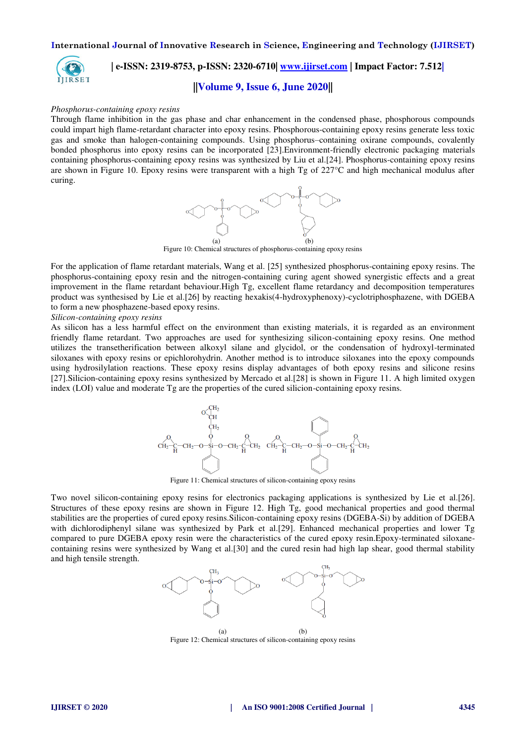*Phosphorus-containing epoxy resins*

Through flame inhibition in the gas phase and char enhancement in the condensed phase, phosphorous compounds could impart high flame-retardant character into epoxy resins. Phosphorus-containing epoxy resins generate less toxic gas and smoke than halogen-containing compounds. Using phosphorus–containing oxirane compounds, covalently bonded phosphorus into epoxy resins can be incorporated [23].Environment-friendly electronic packaging materials containing phosphorus-containing epoxy resins was synthesized by Liu et al.[24]. Phosphorus-containing epoxy resins are shown in Figure 10. Epoxy resins were transparent with a high Tg of 227°C and high mechanical modulus after curing.

(a) (b)

Figure 10: Chemical structures of phosphorus-containing epoxy resins

For the application of flame retardant materials, Wang et al. [25] synthesized phosphorus-containing epoxy resins. The phosphorus-containing epoxy resin and the nitrogen-containing curing agent showed synergistic effects and a great improvement in the flame retardant behaviour.High Tg, excellent flame retardancy and decomposition temperatures product was synthesised by Lie et al.[26] by reacting hexakis(4-hydroxyphenoxy)-cyclotriphosphazene, with DGEBA to form a new phosphazene-based epoxy resins.

*Silicon-containing epoxy resins*

As silicon has a less harmful effect on the environment than existing materials, it is regarded as an environment friendly flame retardant. Two approaches are used for synthesizing silicon-containing epoxy resins. One method utilizes the transetherification between alkoxyl silane and glycidol, or the condensation of hydroxyl-terminated siloxanes with epoxy resins or epichlorohydrin. Another method is to introduce siloxanes into the epoxy compounds using hydrosilylation reactions. These epoxy resins display advantages of both epoxy resins and silicone resins [27].Silicion-containing epoxy resins synthesized by Mercado et al.[28] is shown in Figure 11. A high limited oxygen index (LOI) value and moderate Tg are the properties of the cured silicion-containing epoxy resins.

Figure 11: Chemical structures of silicon-containing epoxy resins

Two novel silicon-containing epoxy resins for electronics packaging applications is synthesized by Lie et al.[26]. Structures of these epoxy resins are shown in Figure 12. High Tg, good mechanical properties and good thermal stabilities are the properties of cured epoxy resins.Silicon-containing epoxy resins (DGEBA-Si) by addition of DGEBA with dichlorodiphenyl silane was synthesized by Park et al.[29]. Enhanced mechanical properties and lower Tg compared to pure DGEBA epoxy resin were the characteristics of the cured epoxy resin.Epoxy-terminated siloxane-containing resins were synthesized by Wang et al.[30] and the cured resin had high lap shear, good thermal stability and high tensile strength.

(a) (b)

Figure 12: Chemical structures of silicon-containing epoxy resins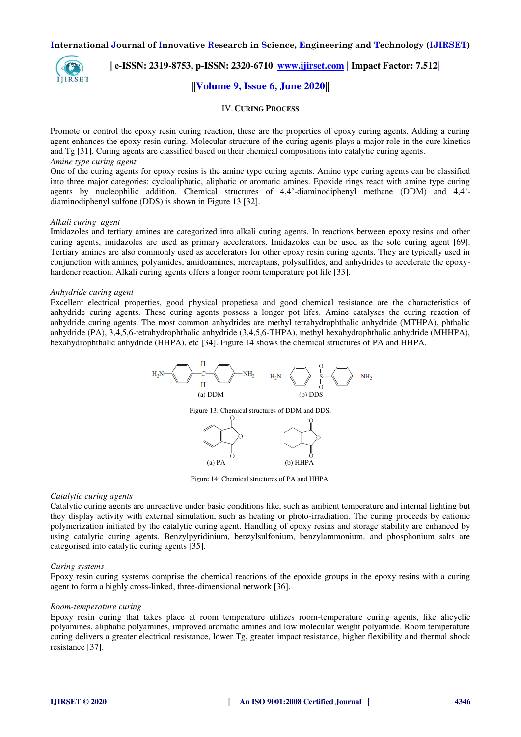## IV. CURING PROCESS

Promote or control the epoxy resin curing reaction, these are the properties of epoxy curing agents. Adding a curing agent enhances the epoxy resin curing. Molecular structure of the curing agents plays a major role in the cure kinetics and Tg [31]. Curing agents are classified based on their chemical compositions into catalytic curing agents.

*Amine type curing agent*

One of the curing agents for epoxy resins is the amine type curing agents. Amine type curing agents can be classified into three major categories: cycloaliphatic, aliphatic or aromatic amines. Epoxide rings react with amine type curing agents by nucleophilic addition. Chemical structures of 4,4'-diaminodiphenyl methane (DDM) and 4,4'-diaminodiphenyl sulfone (DDS) is shown in Figure 13 [32].

*Alkali curing agent*

Imidazoles and tertiary amines are categorized into alkali curing agents. In reactions between epoxy resins and other curing agents, imidazoles are used as primary accelerators. Imidazoles can be used as the sole curing agent [69]. Tertiary amines are also commonly used as accelerators for other epoxy resin curing agents. They are typically used in conjunction with amines, polyamides, amidoamines, mercaptans, polysulfides, and anhydrides to accelerate the epoxy-hardener reaction. Alkali curing agents offers a longer room temperature pot life [33].

*Anhydride curing agent*

Excellent electrical properties, good physical propetiesa and good chemical resistance are the characteristics of anhydride curing agents. These curing agents possess a longer pot lifes. Amine catalyses the curing reaction of anhydride curing agents. The most common anhydrides are methyl tetrahydrophthalic anhydride (MTHPA), phthalic anhydride (PA), 3,4,5,6-tetrahydrophthalic anhydride (3,4,5,6-THPA), methyl hexahydrophthalic anhydride (MHHPA), hexahydrophthalic anhydride (HHPA), etc [34]. Figure 14 shows the chemical structures of PA and HHPA.

(a) DDM (b) DDS

Figure 13: Chemical structures of DDM and DDS.

(a) PA (b) HHPA

Figure 14: Chemical structures of PA and HHPA.

*Catalytic curing agents*

Catalytic curing agents are unreactive under basic conditions like, such as ambient temperature and internal lighting but they display activity with external simulation, such as heating or photo-irradiation. The curing proceeds by cationic polymerization initiated by the catalytic curing agent. Handling of epoxy resins and storage stability are enhanced by using catalytic curing agents. Benzylpyridinium, benzylsulfonium, benzylammonium, and phosphonium salts are categorised into catalytic curing agents [35].

*Curing systems*

Epoxy resin curing systems comprise the chemical reactions of the epoxide groups in the epoxy resins with a curing agent to form a highly cross-linked, three-dimensional network [36].

*Room-temperature curing*

Epoxy resin curing that takes place at room temperature utilizes room-temperature curing agents, like alicyclic polyamines, aliphatic polyamines, improved aromatic amines and low molecular weight polyamide. Room temperature curing delivers a greater electrical resistance, lower Tg, greater impact resistance, higher flexibility and thermal shock resistance [37].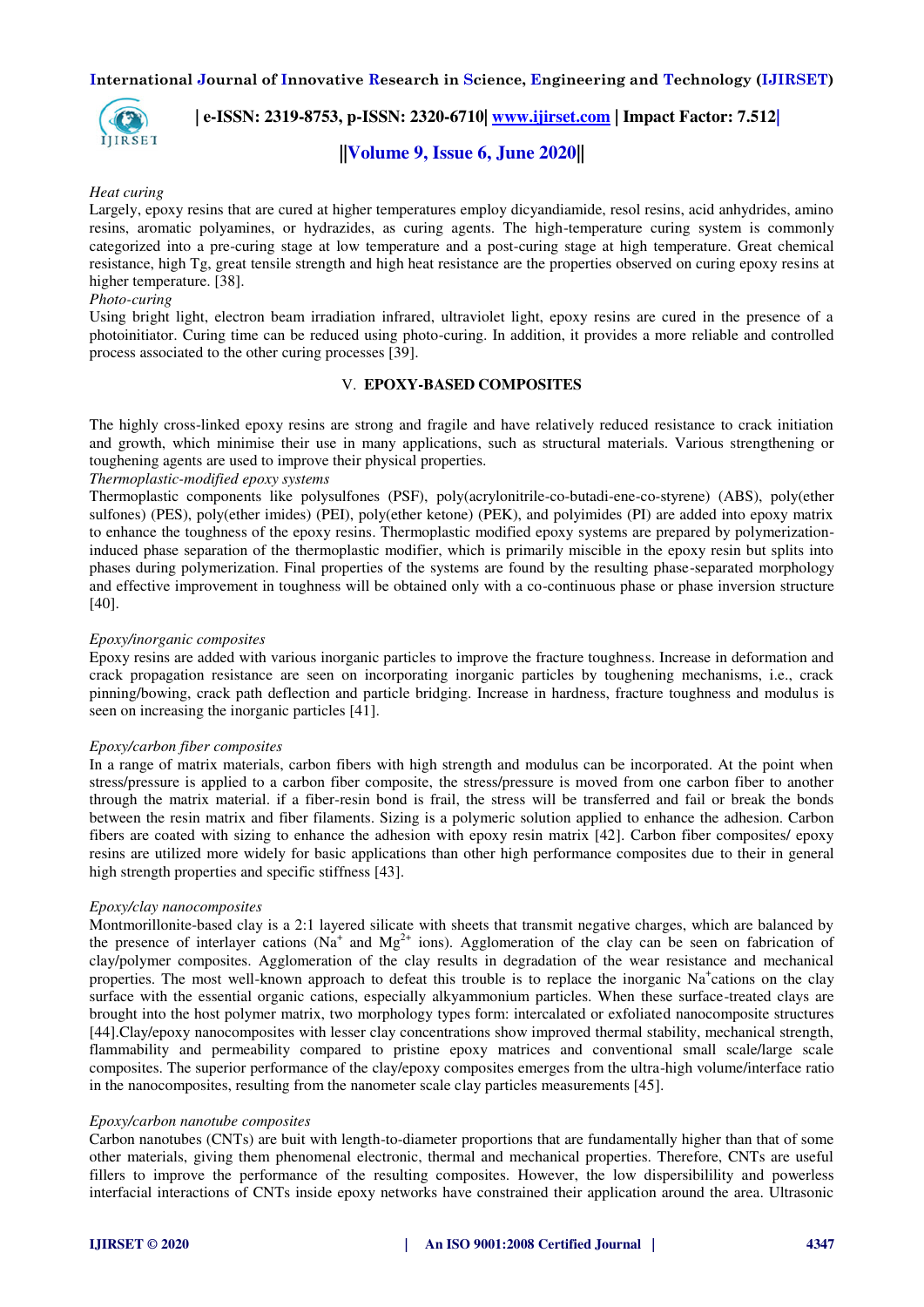*Heat curing*

Largely, epoxy resins that are cured at higher temperatures employ dicyandiamide, resol resins, acid anhydrides, amino resins, aromatic polyamines, or hydrazides, as curing agents. The high-temperature curing system is commonly categorized into a pre-curing stage at low temperature and a post-curing stage at high temperature. Great chemical resistance, high Tg, great tensile strength and high heat resistance are the properties observed on curing epoxy resins at higher temperature. [38].

*Photo-curing*

Using bright light, electron beam irradiation infrared, ultraviolet light, epoxy resins are cured in the presence of a photoinitiator. Curing time can be reduced using photo-curing. In addition, it provides a more reliable and controlled process associated to the other curing processes [39].

## V. EPOXY-BASED COMPOSITES

The highly cross-linked epoxy resins are strong and fragile and have relatively reduced resistance to crack initiation and growth, which minimise their use in many applications, such as structural materials. Various strengthening or toughening agents are used to improve their physical properties.

*Thermoplastic-modified epoxy systems*

Thermoplastic components like polysulfones (PSF), poly(acrylonitrile-co-butadi-ene-co-styrene) (ABS), poly(ether sulfones) (PES), poly(ether imides) (PEI), poly(ether ketone) (PEK), and polyimides (PI) are added into epoxy matrix to enhance the toughness of the epoxy resins. Thermoplastic modified epoxy systems are prepared by polymerization-induced phase separation of the thermoplastic modifier, which is primarily miscible in the epoxy resin but splits into phases during polymerization. Final properties of the systems are found by the resulting phase-separated morphology and effective improvement in toughness will be obtained only with a co-continuous phase or phase inversion structure [40].

*Epoxy/inorganic composites*

Epoxy resins are added with various inorganic particles to improve the fracture toughness. Increase in deformation and crack propagation resistance are seen on incorporating inorganic particles by toughening mechanisms, i.e., crack pinning/bowing, crack path deflection and particle bridging. Increase in hardness, fracture toughness and modulus is seen on increasing the inorganic particles [41].

*Epoxy/carbon fiber composites*

In a range of matrix materials, carbon fibers with high strength and modulus can be incorporated. At the point when stress/pressure is applied to a carbon fiber composite, the stress/pressure is moved from one carbon fiber to another through the matrix material. if a fiber-resin bond is frail, the stress will be transferred and fail or break the bonds between the resin matrix and fiber filaments. Sizing is a polymeric solution applied to enhance the adhesion. Carbon fibers are coated with sizing to enhance the adhesion with epoxy resin matrix [42]. Carbon fiber composites/ epoxy resins are utilized more widely for basic applications than other high performance composites due to their in general high strength properties and specific stiffness [43].

*Epoxy/clay nanocomposites*

Montmorillonite-based clay is a 2:1 layered silicate with sheets that transmit negative charges, which are balanced by the presence of interlayer cations ($Na^+$ and $Mg^{2+}$ ions). Agglomeration of the clay can be seen on fabrication of clay/polymer composites. Agglomeration of the clay results in degradation of the wear resistance and mechanical properties. The most well-known approach to defeat this trouble is to replace the inorganic $Na^+$cations on the clay surface with the essential organic cations, especially alkyammonium particles. When these surface-treated clays are brought into the host polymer matrix, two morphology types form: intercalated or exfoliated nanocomposite structures [44].Clay/epoxy nanocomposites with lesser clay concentrations show improved thermal stability, mechanical strength, flammability and permeability compared to pristine epoxy matrices and conventional small scale/large scale composites. The superior performance of the clay/epoxy composites emerges from the ultra-high volume/interface ratio in the nanocomposites, resulting from the nanometer scale clay particles measurements [45].

*Epoxy/carbon nanotube composites*

Carbon nanotubes (CNTs) are buit with length-to-diameter proportions that are fundamentally higher than that of some other materials, giving them phenomenal electronic, thermal and mechanical properties. Therefore, CNTs are useful fillers to improve the performance of the resulting composites. However, the low dispersibility and powerless interfacial interactions of CNTs inside epoxy networks have constrained their application around the area. Ultrasonic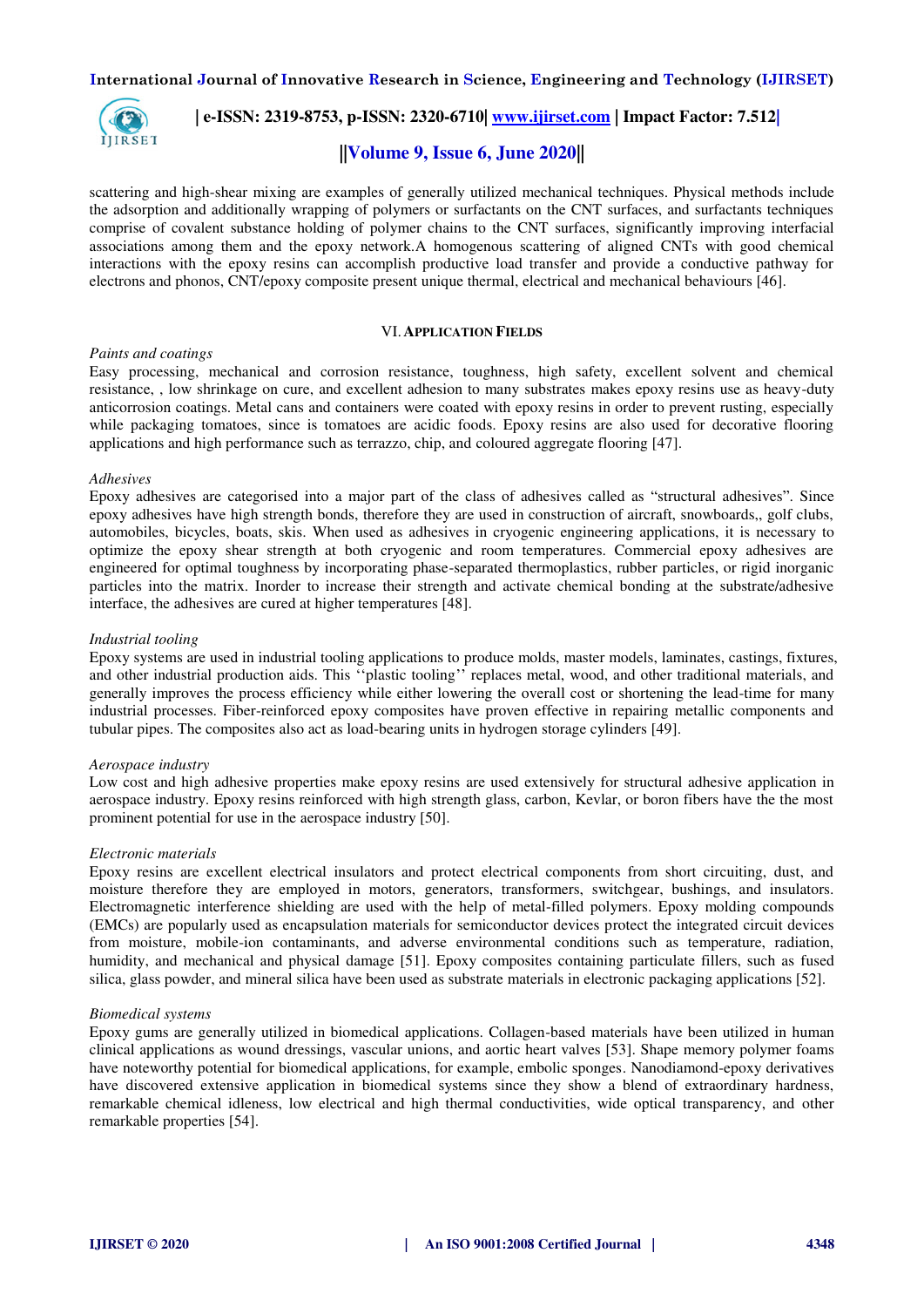scattering and high-shear mixing are examples of generally utilized mechanical techniques. Physical methods include the adsorption and additionally wrapping of polymers or surfactants on the CNT surfaces, and surfactants techniques comprise of covalent substance holding of polymer chains to the CNT surfaces, significantly improving interfacial associations among them and the epoxy network.A homogenous scattering of aligned CNTs with good chemical interactions with the epoxy resins can accomplish productive load transfer and provide a conductive pathway for electrons and phonos, CNT/epoxy composite present unique thermal, electrical and mechanical behaviours [46].

## VI. Application Fields

*Paints and coatings*

Easy processing, mechanical and corrosion resistance, toughness, high safety, excellent solvent and chemical resistance, , low shrinkage on cure, and excellent adhesion to many substrates makes epoxy resins use as heavy-duty anticorrosion coatings. Metal cans and containers were coated with epoxy resins in order to prevent rusting, especially while packaging tomatoes, since is tomatoes are acidic foods. Epoxy resins are also used for decorative flooring applications and high performance such as terrazzo, chip, and coloured aggregate flooring [47].

*Adhesives*

Epoxy adhesives are categorised into a major part of the class of adhesives called as "structural adhesives". Since epoxy adhesives have high strength bonds, therefore they are used in construction of aircraft, snowboards,, golf clubs, automobiles, bicycles, boats, skis. When used as adhesives in cryogenic engineering applications, it is necessary to optimize the epoxy shear strength at both cryogenic and room temperatures. Commercial epoxy adhesives are engineered for optimal toughness by incorporating phase-separated thermoplastics, rubber particles, or rigid inorganic particles into the matrix. Inorder to increase their strength and activate chemical bonding at the substrate/adhesive interface, the adhesives are cured at higher temperatures [48].

*Industrial tooling*

Epoxy systems are used in industrial tooling applications to produce molds, master models, laminates, castings, fixtures, and other industrial production aids. This ''plastic tooling'' replaces metal, wood, and other traditional materials, and generally improves the process efficiency while either lowering the overall cost or shortening the lead-time for many industrial processes. Fiber-reinforced epoxy composites have proven effective in repairing metallic components and tubular pipes. The composites also act as load-bearing units in hydrogen storage cylinders [49].

*Aerospace industry*

Low cost and high adhesive properties make epoxy resins are used extensively for structural adhesive application in aerospace industry. Epoxy resins reinforced with high strength glass, carbon, Kevlar, or boron fibers have the the most prominent potential for use in the aerospace industry [50].

*Electronic materials*

Epoxy resins are excellent electrical insulators and protect electrical components from short circuiting, dust, and moisture therefore they are employed in motors, generators, transformers, switchgear, bushings, and insulators. Electromagnetic interference shielding are used with the help of metal-filled polymers. Epoxy molding compounds (EMCs) are popularly used as encapsulation materials for semiconductor devices protect the integrated circuit devices from moisture, mobile-ion contaminants, and adverse environmental conditions such as temperature, radiation, humidity, and mechanical and physical damage [51]. Epoxy composites containing particulate fillers, such as fused silica, glass powder, and mineral silica have been used as substrate materials in electronic packaging applications [52].

*Biomedical systems*

Epoxy gums are generally utilized in biomedical applications. Collagen-based materials have been utilized in human clinical applications as wound dressings, vascular unions, and aortic heart valves [53]. Shape memory polymer foams have noteworthy potential for biomedical applications, for example, embolic sponges. Nanodiamond-epoxy derivatives have discovered extensive application in biomedical systems since they show a blend of extraordinary hardness, remarkable chemical idleness, low electrical and high thermal conductivities, wide optical transparency, and other remarkable properties [54].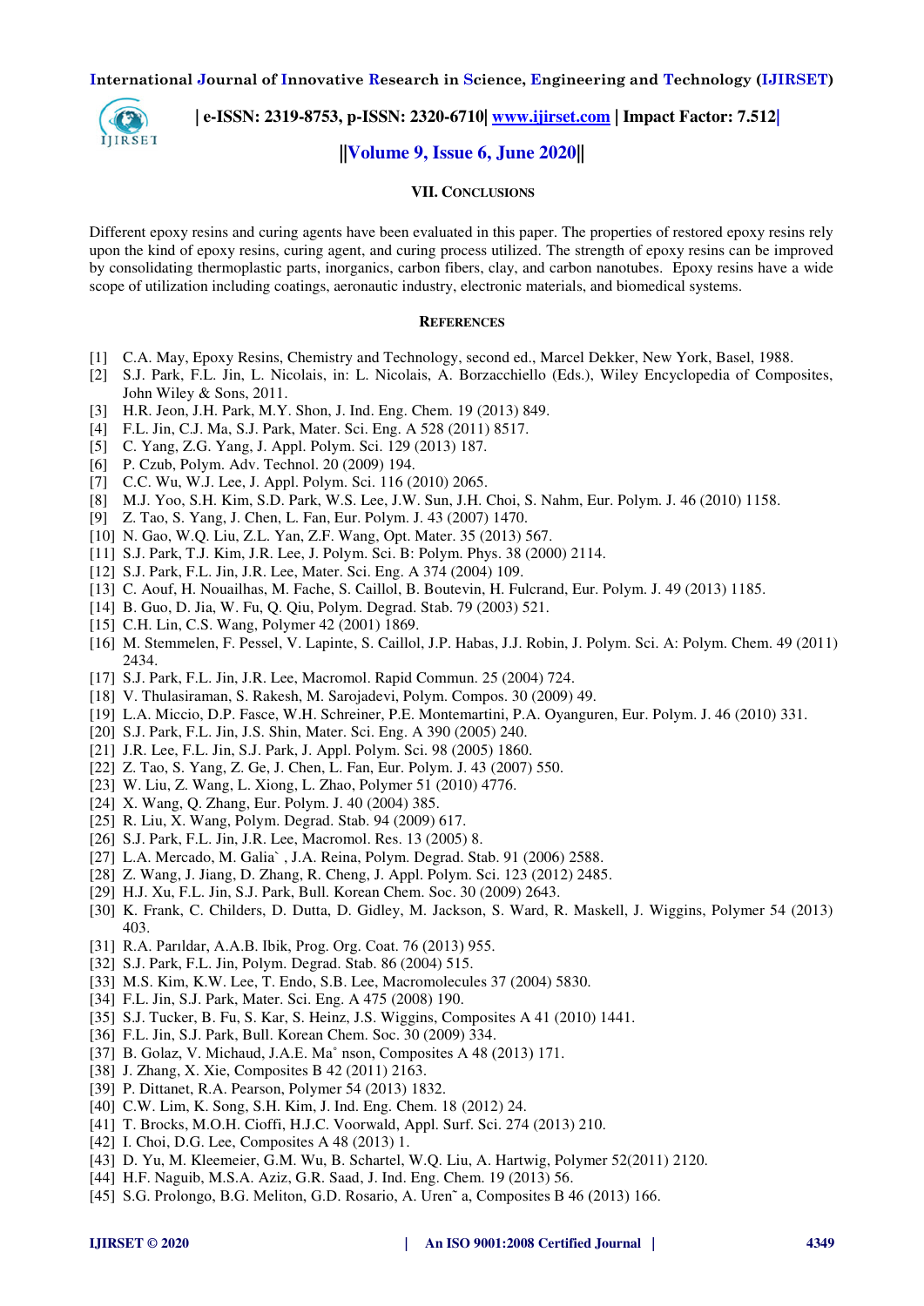## VII. CONCLUSIONS

Different epoxy resins and curing agents have been evaluated in this paper. The properties of restored epoxy resins rely upon the kind of epoxy resins, curing agent, and curing process utilized. The strength of epoxy resins can be improved by consolidating thermoplastic parts, inorganics, carbon fibers, clay, and carbon nanotubes. Epoxy resins have a wide scope of utilization including coatings, aeronautic industry, electronic materials, and biomedical systems.

## REFERENCES

[1] C.A. May, Epoxy Resins, Chemistry and Technology, second ed., Marcel Dekker, New York, Basel, 1988.
[2] S.J. Park, F.L. Jin, L. Nicolais, in: L. Nicolais, A. Borzacchiello (Eds.), Wiley Encyclopedia of Composites, John Wiley & Sons, 2011.
[3] H.R. Jeon, J.H. Park, M.Y. Shon, J. Ind. Eng. Chem. 19 (2013) 849.
[4] F.L. Jin, C.J. Ma, S.J. Park, Mater. Sci. Eng. A 528 (2011) 8517.
[5] C. Yang, Z.G. Yang, J. Appl. Polym. Sci. 129 (2013) 187.
[6] P. Czub, Polym. Adv. Technol. 20 (2009) 194.
[7] C.C. Wu, W.J. Lee, J. Appl. Polym. Sci. 116 (2010) 2065.
[8] M.J. Yoo, S.H. Kim, S.D. Park, W.S. Lee, J.W. Sun, J.H. Choi, S. Nahm, Eur. Polym. J. 46 (2010) 1158.
[9] Z. Tao, S. Yang, J. Chen, L. Fan, Eur. Polym. J. 43 (2007) 1470.
[10] N. Gao, W.Q. Liu, Z.L. Yan, Z.F. Wang, Opt. Mater. 35 (2013) 567.
[11] S.J. Park, T.J. Kim, J.R. Lee, J. Polym. Sci. B: Polym. Phys. 38 (2000) 2114.
[12] S.J. Park, F.L. Jin, J.R. Lee, Mater. Sci. Eng. A 374 (2004) 109.
[13] C. Aouf, H. Nouailhas, M. Fache, S. Caillol, B. Boutevin, H. Fulcrand, Eur. Polym. J. 49 (2013) 1185.
[14] B. Guo, D. Jia, W. Fu, Q. Qiu, Polym. Degrad. Stab. 79 (2003) 521.
[15] C.H. Lin, C.S. Wang, Polymer 42 (2001) 1869.
[16] M. Stemmelen, F. Pessel, V. Lapinte, S. Caillol, J.P. Habas, J.J. Robin, J. Polym. Sci. A: Polym. Chem. 49 (2011) 2434.
[17] S.J. Park, F.L. Jin, J.R. Lee, Macromol. Rapid Commun. 25 (2004) 724.
[18] V. Thulasiraman, S. Rakesh, M. Sarojadevi, Polym. Compos. 30 (2009) 49.
[19] L.A. Miccio, D.P. Fasce, W.H. Schreiner, P.E. Montemartini, P.A. Oyanguren, Eur. Polym. J. 46 (2010) 331.
[20] S.J. Park, F.L. Jin, J.S. Shin, Mater. Sci. Eng. A 390 (2005) 240.
[21] J.R. Lee, F.L. Jin, S.J. Park, J. Appl. Polym. Sci. 98 (2005) 1860.
[22] Z. Tao, S. Yang, Z. Ge, J. Chen, L. Fan, Eur. Polym. J. 43 (2007) 550.
[23] W. Liu, Z. Wang, L. Xiong, L. Zhao, Polymer 51 (2010) 4776.
[24] X. Wang, Q. Zhang, Eur. Polym. J. 40 (2004) 385.
[25] R. Liu, X. Wang, Polym. Degrad. Stab. 94 (2009) 617.
[26] S.J. Park, F.L. Jin, J.R. Lee, Macromol. Res. 13 (2005) 8.
[27] L.A. Mercado, M. Galia` , J.A. Reina, Polym. Degrad. Stab. 91 (2006) 2588.
[28] Z. Wang, J. Jiang, D. Zhang, R. Cheng, J. Appl. Polym. Sci. 123 (2012) 2485.
[29] H.J. Xu, F.L. Jin, S.J. Park, Bull. Korean Chem. Soc. 30 (2009) 2643.
[30] K. Frank, C. Childers, D. Dutta, D. Gidley, M. Jackson, S. Ward, R. Maskell, J. Wiggins, Polymer 54 (2013) 403.
[31] R.A. Parıldar, A.A.B. Ibik, Prog. Org. Coat. 76 (2013) 955.
[32] S.J. Park, F.L. Jin, Polym. Degrad. Stab. 86 (2004) 515.
[33] M.S. Kim, K.W. Lee, T. Endo, S.B. Lee, Macromolecules 37 (2004) 5830.
[34] F.L. Jin, S.J. Park, Mater. Sci. Eng. A 475 (2008) 190.
[35] S.J. Tucker, B. Fu, S. Kar, S. Heinz, J.S. Wiggins, Composites A 41 (2010) 1441.
[36] F.L. Jin, S.J. Park, Bull. Korean Chem. Soc. 30 (2009) 334.
[37] B. Golaz, V. Michaud, J.A.E. Ma˚ nson, Composites A 48 (2013) 171.
[38] J. Zhang, X. Xie, Composites B 42 (2011) 2163.
[39] P. Dittanet, R.A. Pearson, Polymer 54 (2013) 1832.
[40] C.W. Lim, K. Song, S.H. Kim, J. Ind. Eng. Chem. 18 (2012) 24.
[41] T. Brocks, M.O.H. Cioffi, H.J.C. Voorwald, Appl. Surf. Sci. 274 (2013) 210.
[42] I. Choi, D.G. Lee, Composites A 48 (2013) 1.
[43] D. Yu, M. Kleemeier, G.M. Wu, B. Schartel, W.Q. Liu, A. Hartwig, Polymer 52(2011) 2120.
[44] H.F. Naguib, M.S.A. Aziz, G.R. Saad, J. Ind. Eng. Chem. 19 (2013) 56.
[45] S.G. Prolongo, B.G. Meliton, G.D. Rosario, A. Uren˜ a, Composites B 46 (2013) 166.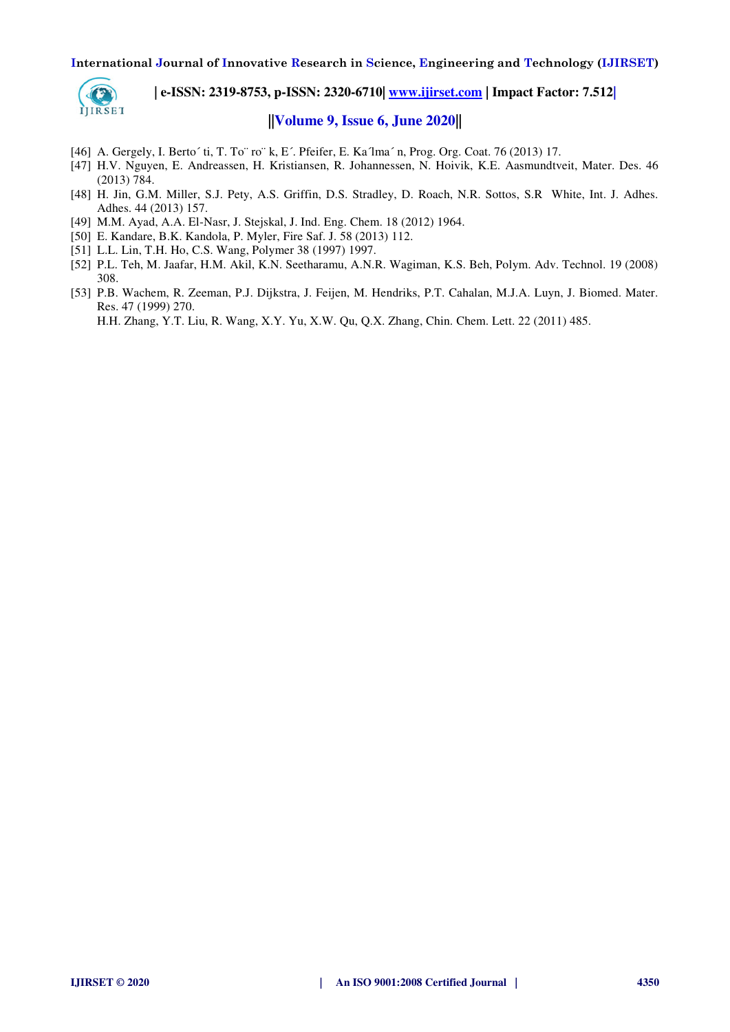[46] A. Gergely, I. Berto´ ti, T. To¨ ro¨ k, E´. Pfeifer, E. Ka´lma´ n, Prog. Org. Coat. 76 (2013) 17.

[47] H.V. Nguyen, E. Andreassen, H. Kristiansen, R. Johannessen, N. Hoivik, K.E. Aasmundtveit, Mater. Des. 46 (2013) 784.

[48] H. Jin, G.M. Miller, S.J. Pety, A.S. Griffin, D.S. Stradley, D. Roach, N.R. Sottos, S.R White, Int. J. Adhes. Adhes. 44 (2013) 157.

[49] M.M. Ayad, A.A. El-Nasr, J. Stejskal, J. Ind. Eng. Chem. 18 (2012) 1964.

[50] E. Kandare, B.K. Kandola, P. Myler, Fire Saf. J. 58 (2013) 112.

[51] L.L. Lin, T.H. Ho, C.S. Wang, Polymer 38 (1997) 1997.

[52] P.L. Teh, M. Jaafar, H.M. Akil, K.N. Seetharamu, A.N.R. Wagiman, K.S. Beh, Polym. Adv. Technol. 19 (2008) 308.

[53] P.B. Wachem, R. Zeeman, P.J. Dijkstra, J. Feijen, M. Hendriks, P.T. Cahalan, M.J.A. Luyn, J. Biomed. Mater. Res. 47 (1999) 270.
H.H. Zhang, Y.T. Liu, R. Wang, X.Y. Yu, X.W. Qu, Q.X. Zhang, Chin. Chem. Lett. 22 (2011) 485.